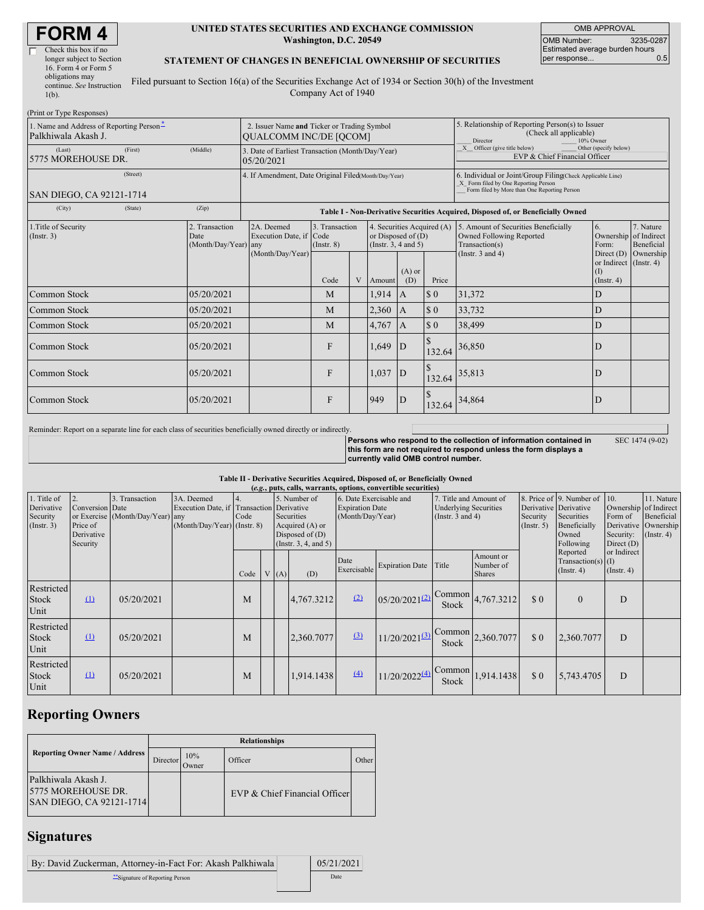# FORM 4

☐ Check this box if no longer subject to Section 16. Form 4 or Form 5 obligations may continue. *See* Instruction 1(b).

**UNITED STATES SECURITIES AND EXCHANGE COMMISSION**
**Washington, D.C. 20549**

**STATEMENT OF CHANGES IN BENEFICIAL OWNERSHIP OF SECURITIES**

Filed pursuant to Section 16(a) of the Securities Exchange Act of 1934 or Section 30(h) of the Investment Company Act of 1940

| OMB APPROVAL | |
|---|---|
| OMB Number: | 3235-0287 |
| Estimated average burden hours per response... | 0.5 |

(Print or Type Responses)

1. Name and Address of Reporting Person[*]: Palkhiwala Akash J.
(Last) (First) (Middle): 5775 MOREHOUSE DR.
(Street): SAN DIEGO, CA 92121-1714
(City) (State) (Zip)

2. Issuer Name **and** Ticker or Trading Symbol: QUALCOMM INC/DE [QCOM]

3. Date of Earliest Transaction (Month/Day/Year): 05/20/2021

4. If Amendment, Date Original Filed (Month/Day/Year):

5. Relationship of Reporting Person(s) to Issuer (Check all applicable)
___ Director ___ 10% Owner
_X_ Officer (give title below) ___ Other (specify below)
EVP & Chief Financial Officer

6. Individual or Joint/Group Filing (Check Applicable Line)
_X_ Form filed by One Reporting Person
___ Form filed by More than One Reporting Person

**Table I - Non-Derivative Securities Acquired, Disposed of, or Beneficially Owned**

| 1.Title of Security (Instr. 3) | 2. Transaction Date (Month/Day/Year) | 2A. Deemed Execution Date, if any (Month/Day/Year) | 3. Transaction Code (Instr. 8) | | 4. Securities Acquired (A) or Disposed of (D) (Instr. 3, 4 and 5) | | | 5. Amount of Securities Beneficially Owned Following Reported Transaction(s) (Instr. 3 and 4) | 6. Ownership Form: Direct (D) or Indirect (I) (Instr. 4) | 7. Nature of Indirect Beneficial Ownership (Instr. 4) |
|---|---|---|---|---|---|---|---|---|---|---|
| | | | Code | V | Amount | (A) or (D) | Price | | | |
| Common Stock | 05/20/2021 | | M | | 1,914 | A | $ 0 | 31,372 | D | |
| Common Stock | 05/20/2021 | | M | | 2,360 | A | $ 0 | 33,732 | D | |
| Common Stock | 05/20/2021 | | M | | 4,767 | A | $ 0 | 38,499 | D | |
| Common Stock | 05/20/2021 | | F | | 1,649 | D | $ 132.64 | 36,850 | D | |
| Common Stock | 05/20/2021 | | F | | 1,037 | D | $ 132.64 | 35,813 | D | |
| Common Stock | 05/20/2021 | | F | | 949 | D | $ 132.64 | 34,864 | D | |

Reminder: Report on a separate line for each class of securities beneficially owned directly or indirectly.

**Persons who respond to the collection of information contained in this form are not required to respond unless the form displays a currently valid OMB control number.** SEC 1474 (9-02)

**Table II - Derivative Securities Acquired, Disposed of, or Beneficially Owned**
**(*e.g.*, puts, calls, warrants, options, convertible securities)**

| 1. Title of Derivative Security (Instr. 3) | 2. Conversion or Exercise Price of Derivative Security | 3. Transaction Date (Month/Day/Year) | 3A. Deemed Execution Date, if any (Month/Day/Year) | 4. Transaction Code (Instr. 8) | | 5. Number of Derivative Securities Acquired (A) or Disposed of (D) (Instr. 3, 4, and 5) | | 6. Date Exercisable and Expiration Date (Month/Day/Year) | | 7. Title and Amount of Underlying Securities (Instr. 3 and 4) | | 8. Price of Derivative Security (Instr. 5) | 9. Number of Derivative Securities Beneficially Owned Following Reported Transaction(s) (Instr. 4) | 10. Ownership Form of Derivative Security: Direct (D) or Indirect (I) (Instr. 4) | 11. Nature of Indirect Beneficial Ownership (Instr. 4) |
|---|---|---|---|---|---|---|---|---|---|---|---|---|---|---|---|
| | | | | Code | V | (A) | (D) | Date Exercisable | Expiration Date | Title | Amount or Number of Shares | | | | |
| Restricted Stock Unit | [(1)](#) | 05/20/2021 | | M | | | 4,767.3212 | [(2)](#) | 05/20/2021[(2)](#) | Common Stock | 4,767.3212 | $ 0 | 0 | D | |
| Restricted Stock Unit | [(1)](#) | 05/20/2021 | | M | | | 2,360.7077 | [(3)](#) | 11/20/2021[(3)](#) | Common Stock | 2,360.7077 | $ 0 | 2,360.7077 | D | |
| Restricted Stock Unit | [(1)](#) | 05/20/2021 | | M | | | 1,914.1438 | [(4)](#) | 11/20/2022[(4)](#) | Common Stock | 1,914.1438 | $ 0 | 5,743.4705 | D | |

## Reporting Owners

| Reporting Owner Name / Address | Relationships | | | |
|---|---|---|---|---|
| | Director | 10% Owner | Officer | Other |
| Palkhiwala Akash J.<br>5775 MOREHOUSE DR.<br>SAN DIEGO, CA 92121-1714 | | | EVP & Chief Financial Officer | |

## Signatures

| By: David Zuckerman, Attorney-in-Fact For: Akash Palkhiwala | 05/21/2021 |
|---|---|
| [**]Signature of Reporting Person | Date |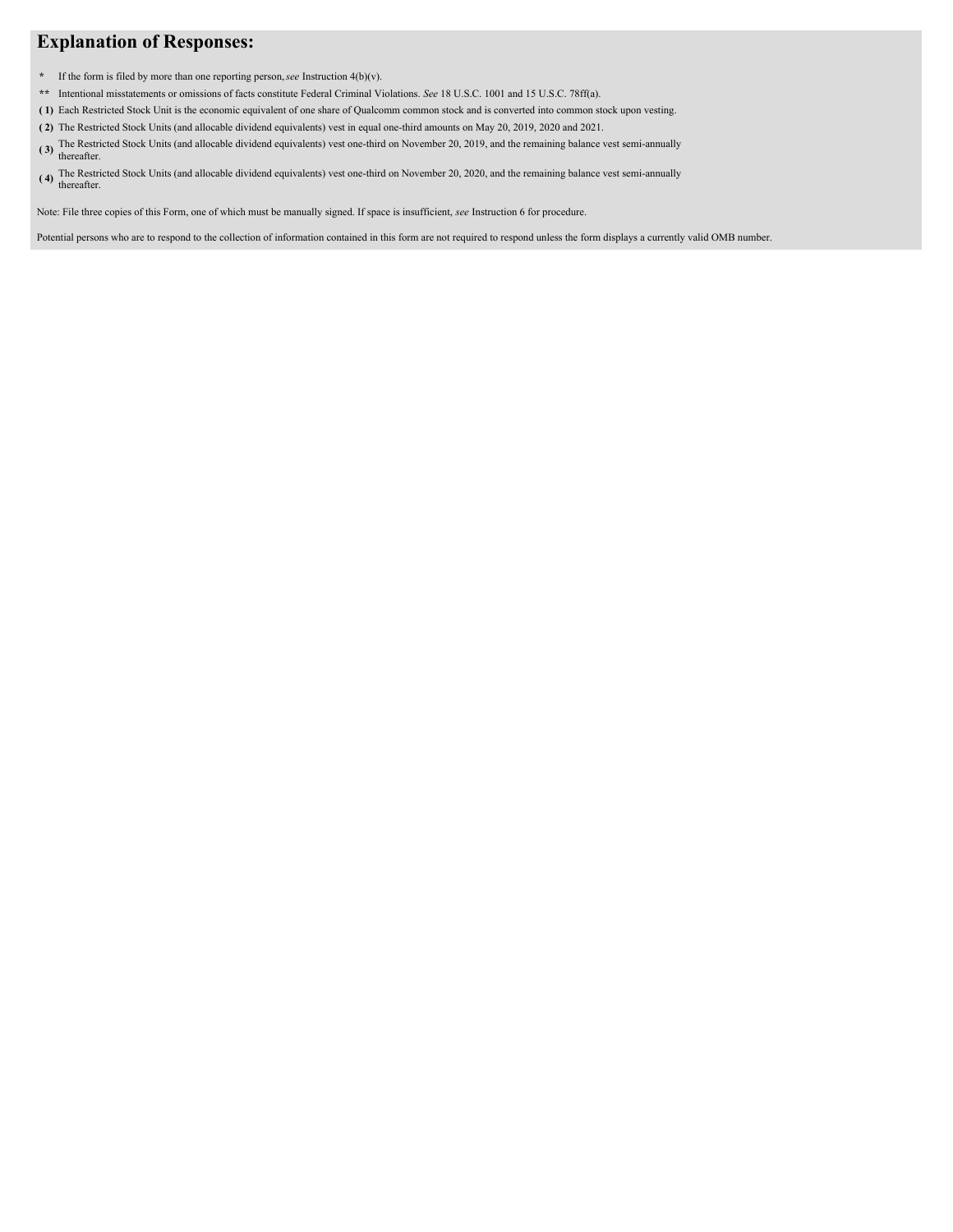## Explanation of Responses:

- \* If the form is filed by more than one reporting person, *see* Instruction 4(b)(v).
- \*\* Intentional misstatements or omissions of facts constitute Federal Criminal Violations. *See* 18 U.S.C. 1001 and 15 U.S.C. 78ff(a).

**( 1)** Each Restricted Stock Unit is the economic equivalent of one share of Qualcomm common stock and is converted into common stock upon vesting.

**( 2)** The Restricted Stock Units (and allocable dividend equivalents) vest in equal one-third amounts on May 20, 2019, 2020 and 2021.

**( 3)** The Restricted Stock Units (and allocable dividend equivalents) vest one-third on November 20, 2019, and the remaining balance vest semi-annually thereafter.

**( 4)** The Restricted Stock Units (and allocable dividend equivalents) vest one-third on November 20, 2020, and the remaining balance vest semi-annually thereafter.

Note: File three copies of this Form, one of which must be manually signed. If space is insufficient, *see* Instruction 6 for procedure.

Potential persons who are to respond to the collection of information contained in this form are not required to respond unless the form displays a currently valid OMB number.